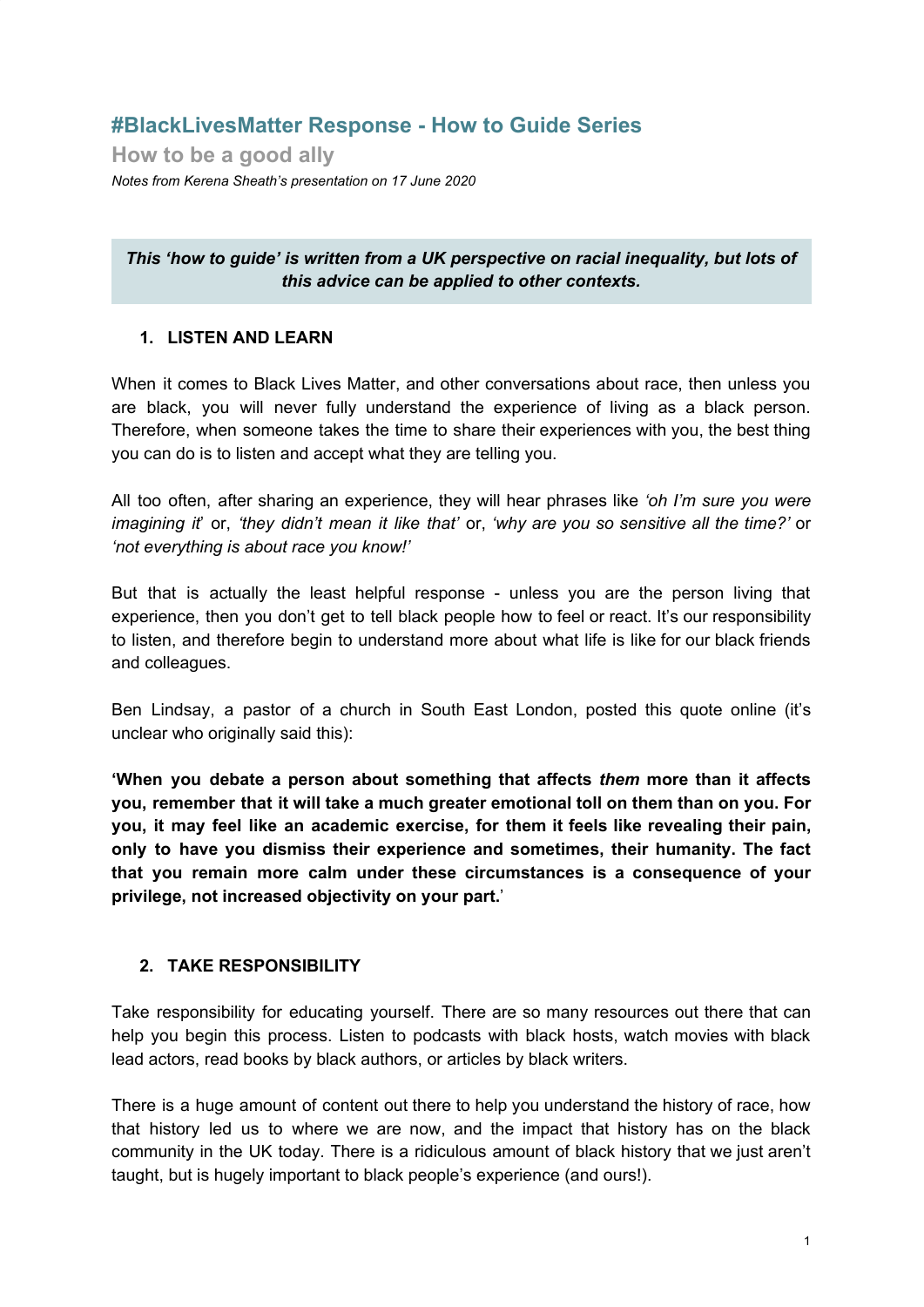# #BlackLivesMatter Response - How to Guide Series

## How to be a good ally

*Notes from Kerena Sheath's presentation on 17 June 2020*

> ***This 'how to guide' is written from a UK perspective on racial inequality, but lots of this advice can be applied to other contexts.***

### 1. LISTEN AND LEARN

When it comes to Black Lives Matter, and other conversations about race, then unless you are black, you will never fully understand the experience of living as a black person. Therefore, when someone takes the time to share their experiences with you, the best thing you can do is to listen and accept what they are telling you.

All too often, after sharing an experience, they will hear phrases like *'oh I'm sure you were imagining it*' or, *'they didn't mean it like that'* or, *'why are you so sensitive all the time?'* or *'not everything is about race you know!'*

But that is actually the least helpful response - unless you are the person living that experience, then you don't get to tell black people how to feel or react. It's our responsibility to listen, and therefore begin to understand more about what life is like for our black friends and colleagues.

Ben Lindsay, a pastor of a church in South East London, posted this quote online (it's unclear who originally said this):

**'When you debate a person about something that affects *them* more than it affects you, remember that it will take a much greater emotional toll on them than on you. For you, it may feel like an academic exercise, for them it feels like revealing their pain, only to have you dismiss their experience and sometimes, their humanity. The fact that you remain more calm under these circumstances is a consequence of your privilege, not increased objectivity on your part.**'

### 2. TAKE RESPONSIBILITY

Take responsibility for educating yourself. There are so many resources out there that can help you begin this process. Listen to podcasts with black hosts, watch movies with black lead actors, read books by black authors, or articles by black writers.

There is a huge amount of content out there to help you understand the history of race, how that history led us to where we are now, and the impact that history has on the black community in the UK today. There is a ridiculous amount of black history that we just aren't taught, but is hugely important to black people's experience (and ours!).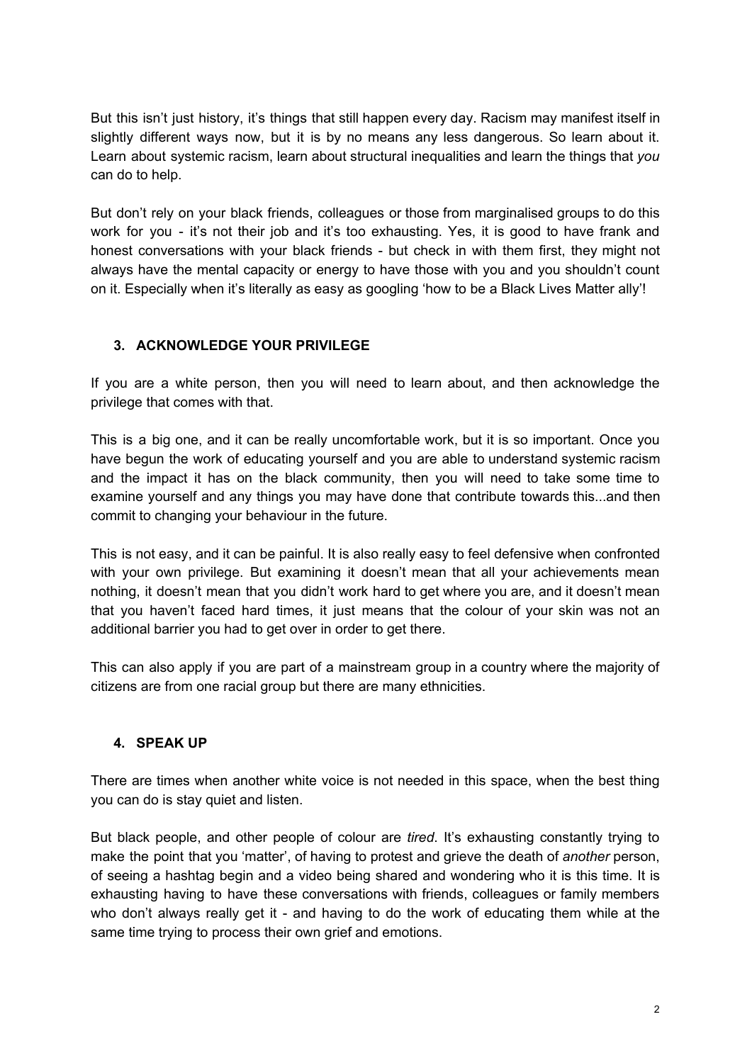But this isn't just history, it's things that still happen every day. Racism may manifest itself in slightly different ways now, but it is by no means any less dangerous. So learn about it. Learn about systemic racism, learn about structural inequalities and learn the things that *you* can do to help.

But don't rely on your black friends, colleagues or those from marginalised groups to do this work for you - it's not their job and it's too exhausting. Yes, it is good to have frank and honest conversations with your black friends - but check in with them first, they might not always have the mental capacity or energy to have those with you and you shouldn't count on it. Especially when it's literally as easy as googling 'how to be a Black Lives Matter ally'!

### 3. ACKNOWLEDGE YOUR PRIVILEGE

If you are a white person, then you will need to learn about, and then acknowledge the privilege that comes with that.

This is a big one, and it can be really uncomfortable work, but it is so important. Once you have begun the work of educating yourself and you are able to understand systemic racism and the impact it has on the black community, then you will need to take some time to examine yourself and any things you may have done that contribute towards this...and then commit to changing your behaviour in the future.

This is not easy, and it can be painful. It is also really easy to feel defensive when confronted with your own privilege. But examining it doesn't mean that all your achievements mean nothing, it doesn't mean that you didn't work hard to get where you are, and it doesn't mean that you haven't faced hard times, it just means that the colour of your skin was not an additional barrier you had to get over in order to get there.

This can also apply if you are part of a mainstream group in a country where the majority of citizens are from one racial group but there are many ethnicities.

### 4. SPEAK UP

There are times when another white voice is not needed in this space, when the best thing you can do is stay quiet and listen.

But black people, and other people of colour are *tired*. It's exhausting constantly trying to make the point that you 'matter', of having to protest and grieve the death of *another* person, of seeing a hashtag begin and a video being shared and wondering who it is this time. It is exhausting having to have these conversations with friends, colleagues or family members who don't always really get it - and having to do the work of educating them while at the same time trying to process their own grief and emotions.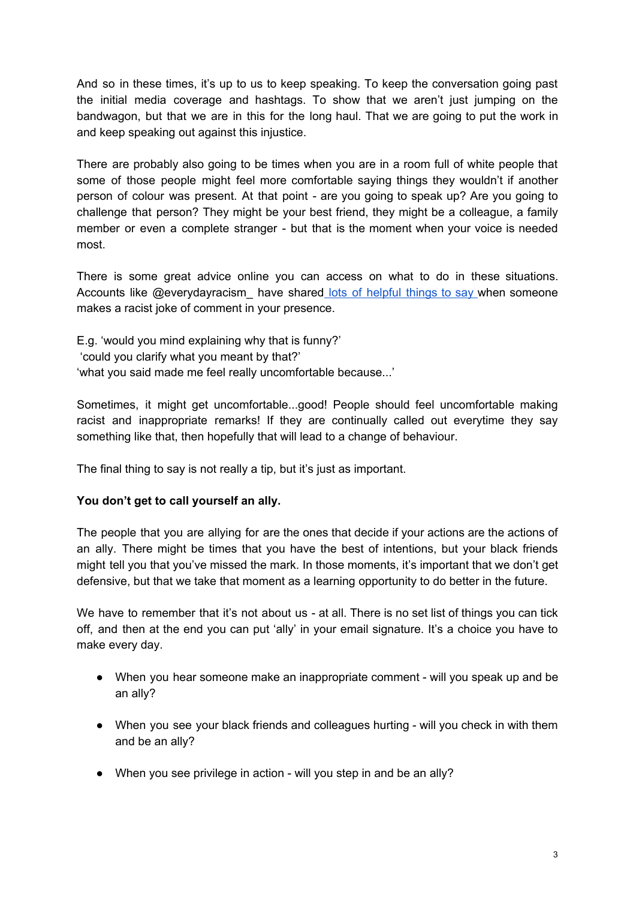And so in these times, it's up to us to keep speaking. To keep the conversation going past the initial media coverage and hashtags. To show that we aren't just jumping on the bandwagon, but that we are in this for the long haul. That we are going to put the work in and keep speaking out against this injustice.

There are probably also going to be times when you are in a room full of white people that some of those people might feel more comfortable saying things they wouldn't if another person of colour was present. At that point - are you going to speak up? Are you going to challenge that person? They might be your best friend, they might be a colleague, a family member or even a complete stranger - but that is the moment when your voice is needed most.

There is some great advice online you can access on what to do in these situations. Accounts like @everydayracism_ have shared lots of helpful things to say when someone makes a racist joke of comment in your presence.

E.g. 'would you mind explaining why that is funny?'
'could you clarify what you meant by that?'
'what you said made me feel really uncomfortable because...'

Sometimes, it might get uncomfortable...good! People should feel uncomfortable making racist and inappropriate remarks! If they are continually called out everytime they say something like that, then hopefully that will lead to a change of behaviour.

The final thing to say is not really a tip, but it's just as important.

**You don't get to call yourself an ally.**

The people that you are allying for are the ones that decide if your actions are the actions of an ally. There might be times that you have the best of intentions, but your black friends might tell you that you've missed the mark. In those moments, it's important that we don't get defensive, but that we take that moment as a learning opportunity to do better in the future.

We have to remember that it's not about us - at all. There is no set list of things you can tick off, and then at the end you can put 'ally' in your email signature. It's a choice you have to make every day.

- When you hear someone make an inappropriate comment - will you speak up and be an ally?
- When you see your black friends and colleagues hurting - will you check in with them and be an ally?
- When you see privilege in action - will you step in and be an ally?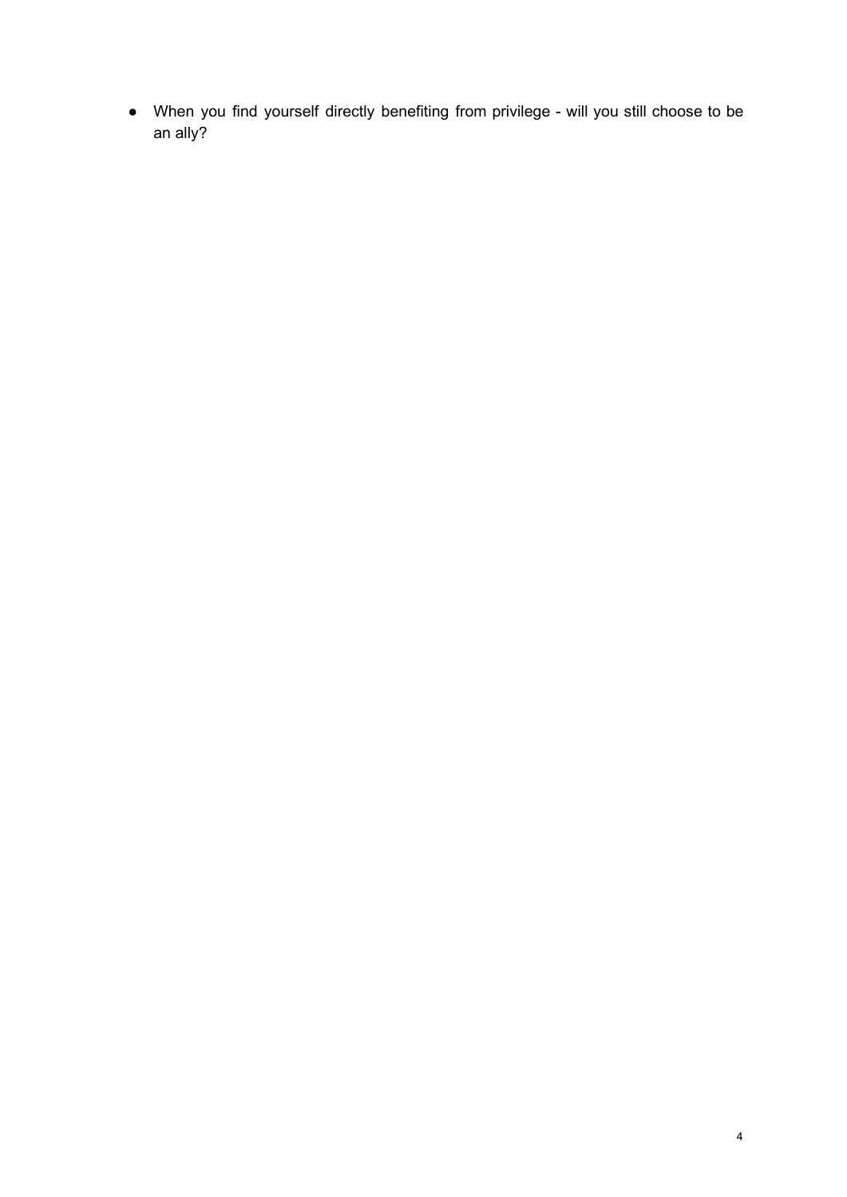- When you find yourself directly benefiting from privilege - will you still choose to be an ally?